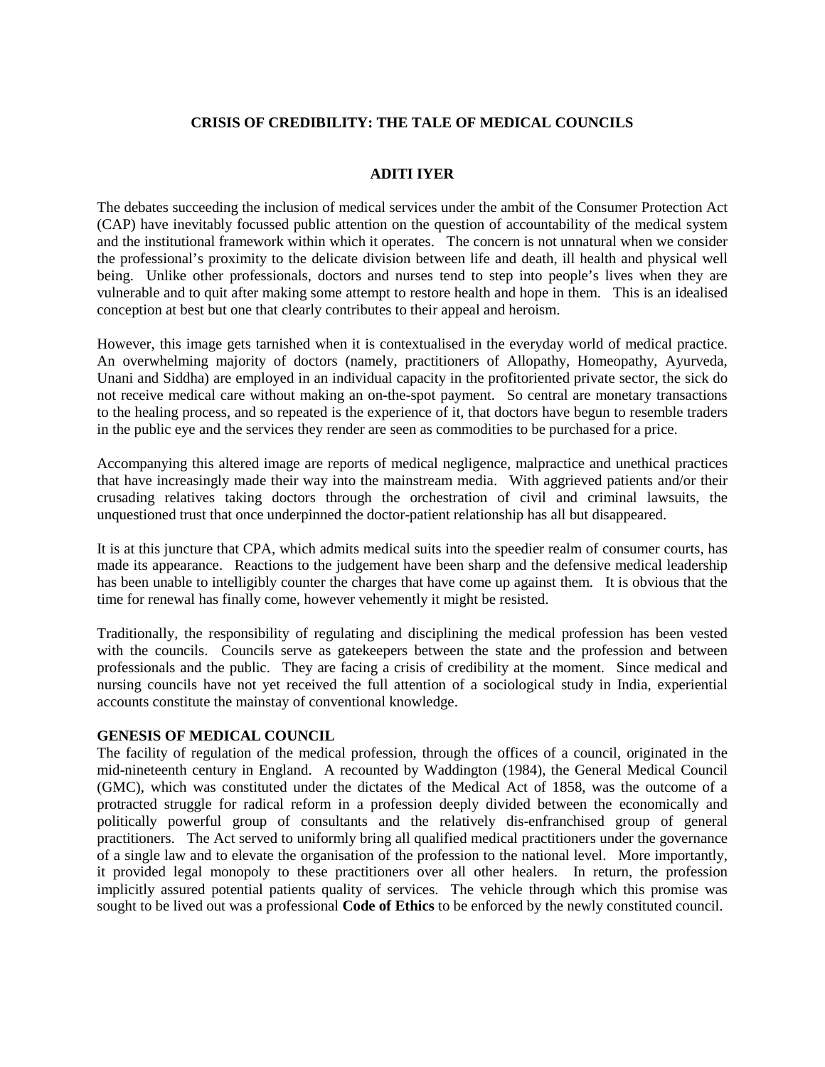# CRISIS OF CREDIBILITY: THE TALE OF MEDICAL COUNCILS

**ADITI IYER**

The debates succeeding the inclusion of medical services under the ambit of the Consumer Protection Act (CAP) have inevitably focussed public attention on the question of accountability of the medical system and the institutional framework within which it operates. The concern is not unnatural when we consider the professional's proximity to the delicate division between life and death, ill health and physical well being. Unlike other professionals, doctors and nurses tend to step into people's lives when they are vulnerable and to quit after making some attempt to restore health and hope in them. This is an idealised conception at best but one that clearly contributes to their appeal and heroism.

However, this image gets tarnished when it is contextualised in the everyday world of medical practice. An overwhelming majority of doctors (namely, practitioners of Allopathy, Homeopathy, Ayurveda, Unani and Siddha) are employed in an individual capacity in the profitoriented private sector, the sick do not receive medical care without making an on-the-spot payment. So central are monetary transactions to the healing process, and so repeated is the experience of it, that doctors have begun to resemble traders in the public eye and the services they render are seen as commodities to be purchased for a price.

Accompanying this altered image are reports of medical negligence, malpractice and unethical practices that have increasingly made their way into the mainstream media. With aggrieved patients and/or their crusading relatives taking doctors through the orchestration of civil and criminal lawsuits, the unquestioned trust that once underpinned the doctor-patient relationship has all but disappeared.

It is at this juncture that CPA, which admits medical suits into the speedier realm of consumer courts, has made its appearance. Reactions to the judgement have been sharp and the defensive medical leadership has been unable to intelligibly counter the charges that have come up against them. It is obvious that the time for renewal has finally come, however vehemently it might be resisted.

Traditionally, the responsibility of regulating and disciplining the medical profession has been vested with the councils. Councils serve as gatekeepers between the state and the profession and between professionals and the public. They are facing a crisis of credibility at the moment. Since medical and nursing councils have not yet received the full attention of a sociological study in India, experiential accounts constitute the mainstay of conventional knowledge.

## GENESIS OF MEDICAL COUNCIL

The facility of regulation of the medical profession, through the offices of a council, originated in the mid-nineteenth century in England. A recounted by Waddington (1984), the General Medical Council (GMC), which was constituted under the dictates of the Medical Act of 1858, was the outcome of a protracted struggle for radical reform in a profession deeply divided between the economically and politically powerful group of consultants and the relatively dis-enfranchised group of general practitioners. The Act served to uniformly bring all qualified medical practitioners under the governance of a single law and to elevate the organisation of the profession to the national level. More importantly, it provided legal monopoly to these practitioners over all other healers. In return, the profession implicitly assured potential patients quality of services. The vehicle through which this promise was sought to be lived out was a professional **Code of Ethics** to be enforced by the newly constituted council.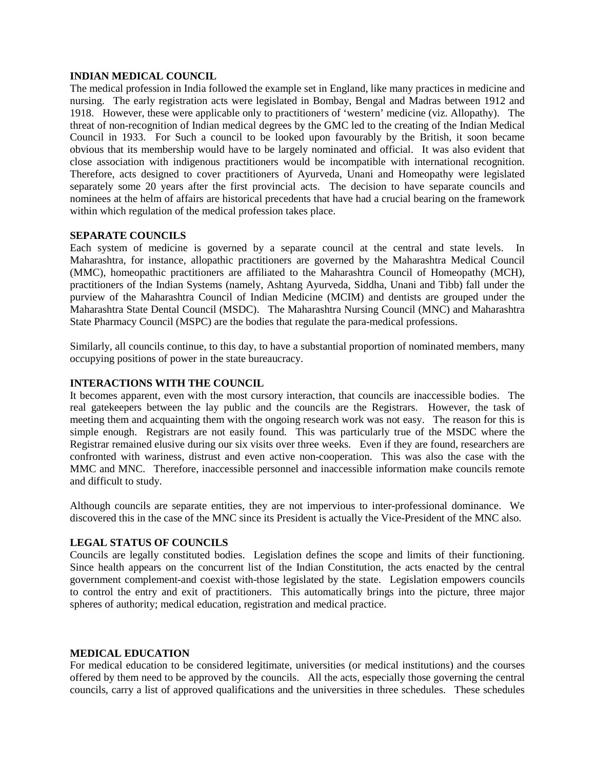**INDIAN MEDICAL COUNCIL**

The medical profession in India followed the example set in England, like many practices in medicine and nursing. The early registration acts were legislated in Bombay, Bengal and Madras between 1912 and 1918. However, these were applicable only to practitioners of 'western' medicine (viz. Allopathy). The threat of non-recognition of Indian medical degrees by the GMC led to the creating of the Indian Medical Council in 1933. For Such a council to be looked upon favourably by the British, it soon became obvious that its membership would have to be largely nominated and official. It was also evident that close association with indigenous practitioners would be incompatible with international recognition. Therefore, acts designed to cover practitioners of Ayurveda, Unani and Homeopathy were legislated separately some 20 years after the first provincial acts. The decision to have separate councils and nominees at the helm of affairs are historical precedents that have had a crucial bearing on the framework within which regulation of the medical profession takes place.

**SEPARATE COUNCILS**

Each system of medicine is governed by a separate council at the central and state levels. In Maharashtra, for instance, allopathic practitioners are governed by the Maharashtra Medical Council (MMC), homeopathic practitioners are affiliated to the Maharashtra Council of Homeopathy (MCH), practitioners of the Indian Systems (namely, Ashtang Ayurveda, Siddha, Unani and Tibb) fall under the purview of the Maharashtra Council of Indian Medicine (MCIM) and dentists are grouped under the Maharashtra State Dental Council (MSDC). The Maharashtra Nursing Council (MNC) and Maharashtra State Pharmacy Council (MSPC) are the bodies that regulate the para-medical professions.

Similarly, all councils continue, to this day, to have a substantial proportion of nominated members, many occupying positions of power in the state bureaucracy.

**INTERACTIONS WITH THE COUNCIL**

It becomes apparent, even with the most cursory interaction, that councils are inaccessible bodies. The real gatekeepers between the lay public and the councils are the Registrars. However, the task of meeting them and acquainting them with the ongoing research work was not easy. The reason for this is simple enough. Registrars are not easily found. This was particularly true of the MSDC where the Registrar remained elusive during our six visits over three weeks. Even if they are found, researchers are confronted with wariness, distrust and even active non-cooperation. This was also the case with the MMC and MNC. Therefore, inaccessible personnel and inaccessible information make councils remote and difficult to study.

Although councils are separate entities, they are not impervious to inter-professional dominance. We discovered this in the case of the MNC since its President is actually the Vice-President of the MNC also.

**LEGAL STATUS OF COUNCILS**

Councils are legally constituted bodies. Legislation defines the scope and limits of their functioning. Since health appears on the concurrent list of the Indian Constitution, the acts enacted by the central government complement-and coexist with-those legislated by the state. Legislation empowers councils to control the entry and exit of practitioners. This automatically brings into the picture, three major spheres of authority; medical education, registration and medical practice.

**MEDICAL EDUCATION**

For medical education to be considered legitimate, universities (or medical institutions) and the courses offered by them need to be approved by the councils. All the acts, especially those governing the central councils, carry a list of approved qualifications and the universities in three schedules. These schedules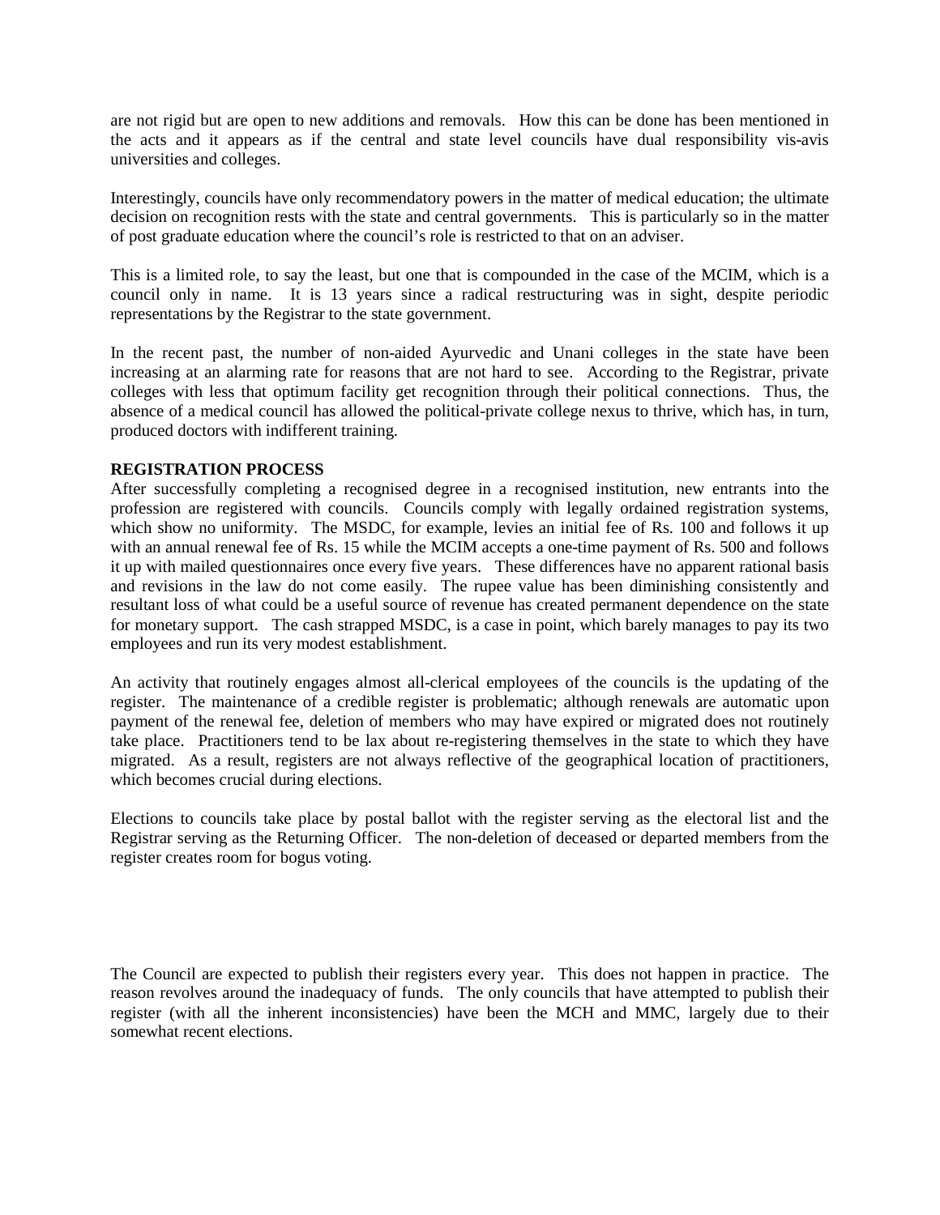are not rigid but are open to new additions and removals. How this can be done has been mentioned in the acts and it appears as if the central and state level councils have dual responsibility vis-avis universities and colleges.

Interestingly, councils have only recommendatory powers in the matter of medical education; the ultimate decision on recognition rests with the state and central governments. This is particularly so in the matter of post graduate education where the council's role is restricted to that on an adviser.

This is a limited role, to say the least, but one that is compounded in the case of the MCIM, which is a council only in name. It is 13 years since a radical restructuring was in sight, despite periodic representations by the Registrar to the state government.

In the recent past, the number of non-aided Ayurvedic and Unani colleges in the state have been increasing at an alarming rate for reasons that are not hard to see. According to the Registrar, private colleges with less that optimum facility get recognition through their political connections. Thus, the absence of a medical council has allowed the political-private college nexus to thrive, which has, in turn, produced doctors with indifferent training.

**REGISTRATION PROCESS**

After successfully completing a recognised degree in a recognised institution, new entrants into the profession are registered with councils. Councils comply with legally ordained registration systems, which show no uniformity. The MSDC, for example, levies an initial fee of Rs. 100 and follows it up with an annual renewal fee of Rs. 15 while the MCIM accepts a one-time payment of Rs. 500 and follows it up with mailed questionnaires once every five years. These differences have no apparent rational basis and revisions in the law do not come easily. The rupee value has been diminishing consistently and resultant loss of what could be a useful source of revenue has created permanent dependence on the state for monetary support. The cash strapped MSDC, is a case in point, which barely manages to pay its two employees and run its very modest establishment.

An activity that routinely engages almost all-clerical employees of the councils is the updating of the register. The maintenance of a credible register is problematic; although renewals are automatic upon payment of the renewal fee, deletion of members who may have expired or migrated does not routinely take place. Practitioners tend to be lax about re-registering themselves in the state to which they have migrated. As a result, registers are not always reflective of the geographical location of practitioners, which becomes crucial during elections.

Elections to councils take place by postal ballot with the register serving as the electoral list and the Registrar serving as the Returning Officer. The non-deletion of deceased or departed members from the register creates room for bogus voting.

The Council are expected to publish their registers every year. This does not happen in practice. The reason revolves around the inadequacy of funds. The only councils that have attempted to publish their register (with all the inherent inconsistencies) have been the MCH and MMC, largely due to their somewhat recent elections.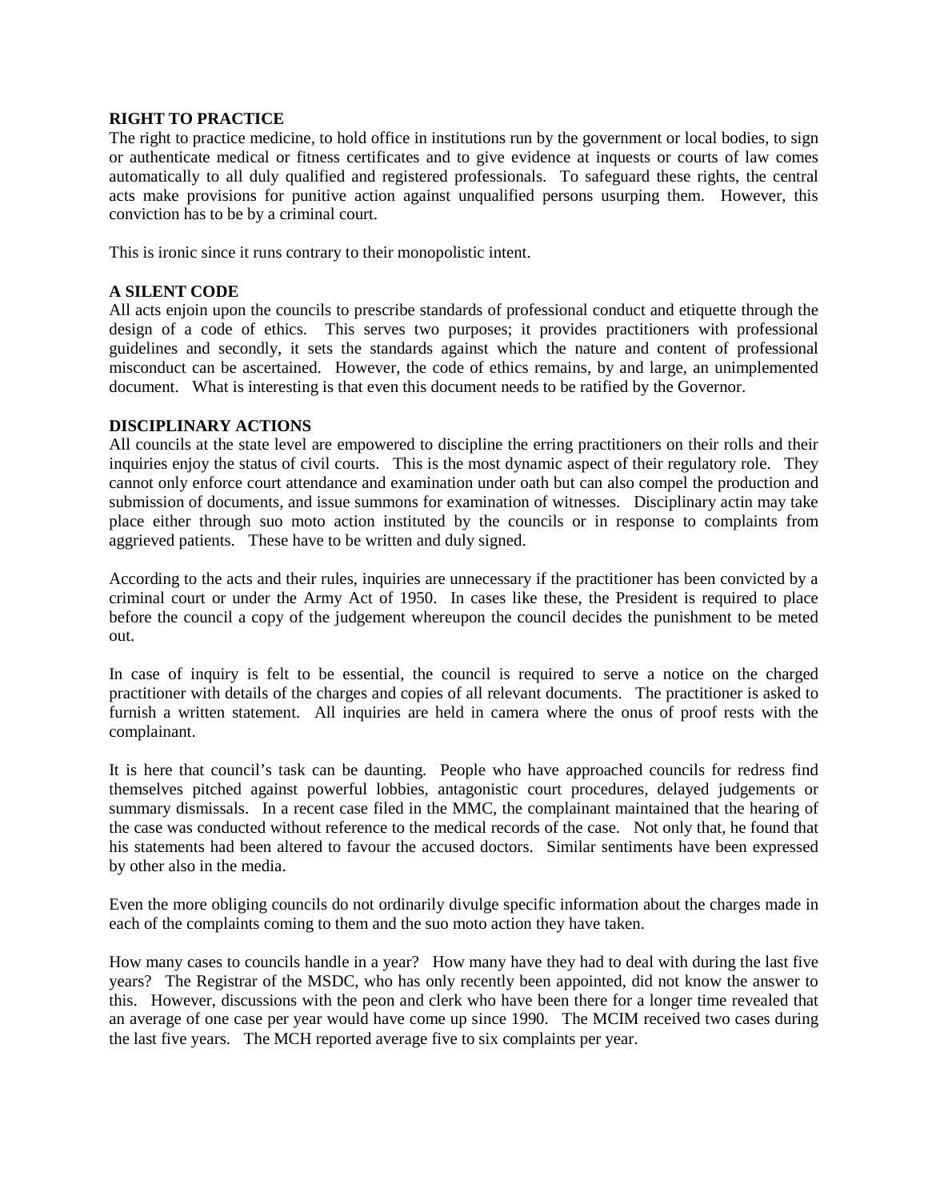**RIGHT TO PRACTICE**

The right to practice medicine, to hold office in institutions run by the government or local bodies, to sign or authenticate medical or fitness certificates and to give evidence at inquests or courts of law comes automatically to all duly qualified and registered professionals. To safeguard these rights, the central acts make provisions for punitive action against unqualified persons usurping them. However, this conviction has to be by a criminal court.

This is ironic since it runs contrary to their monopolistic intent.

**A SILENT CODE**

All acts enjoin upon the councils to prescribe standards of professional conduct and etiquette through the design of a code of ethics. This serves two purposes; it provides practitioners with professional guidelines and secondly, it sets the standards against which the nature and content of professional misconduct can be ascertained. However, the code of ethics remains, by and large, an unimplemented document. What is interesting is that even this document needs to be ratified by the Governor.

**DISCIPLINARY ACTIONS**

All councils at the state level are empowered to discipline the erring practitioners on their rolls and their inquiries enjoy the status of civil courts. This is the most dynamic aspect of their regulatory role. They cannot only enforce court attendance and examination under oath but can also compel the production and submission of documents, and issue summons for examination of witnesses. Disciplinary actin may take place either through suo moto action instituted by the councils or in response to complaints from aggrieved patients. These have to be written and duly signed.

According to the acts and their rules, inquiries are unnecessary if the practitioner has been convicted by a criminal court or under the Army Act of 1950. In cases like these, the President is required to place before the council a copy of the judgement whereupon the council decides the punishment to be meted out.

In case of inquiry is felt to be essential, the council is required to serve a notice on the charged practitioner with details of the charges and copies of all relevant documents. The practitioner is asked to furnish a written statement. All inquiries are held in camera where the onus of proof rests with the complainant.

It is here that council's task can be daunting. People who have approached councils for redress find themselves pitched against powerful lobbies, antagonistic court procedures, delayed judgements or summary dismissals. In a recent case filed in the MMC, the complainant maintained that the hearing of the case was conducted without reference to the medical records of the case. Not only that, he found that his statements had been altered to favour the accused doctors. Similar sentiments have been expressed by other also in the media.

Even the more obliging councils do not ordinarily divulge specific information about the charges made in each of the complaints coming to them and the suo moto action they have taken.

How many cases to councils handle in a year? How many have they had to deal with during the last five years? The Registrar of the MSDC, who has only recently been appointed, did not know the answer to this. However, discussions with the peon and clerk who have been there for a longer time revealed that an average of one case per year would have come up since 1990. The MCIM received two cases during the last five years. The MCH reported average five to six complaints per year.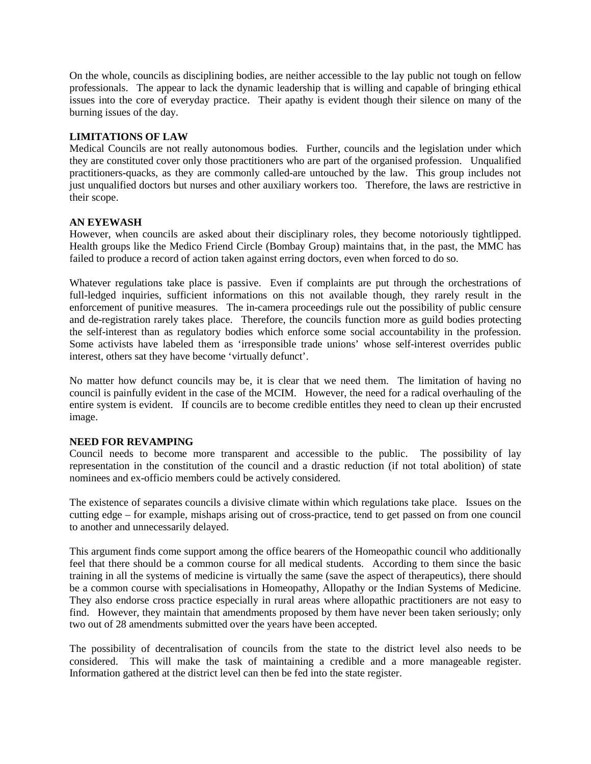On the whole, councils as disciplining bodies, are neither accessible to the lay public not tough on fellow professionals. The appear to lack the dynamic leadership that is willing and capable of bringing ethical issues into the core of everyday practice. Their apathy is evident though their silence on many of the burning issues of the day.

**LIMITATIONS OF LAW**

Medical Councils are not really autonomous bodies. Further, councils and the legislation under which they are constituted cover only those practitioners who are part of the organised profession. Unqualified practitioners-quacks, as they are commonly called-are untouched by the law. This group includes not just unqualified doctors but nurses and other auxiliary workers too. Therefore, the laws are restrictive in their scope.

**AN EYEWASH**

However, when councils are asked about their disciplinary roles, they become notoriously tightlipped. Health groups like the Medico Friend Circle (Bombay Group) maintains that, in the past, the MMC has failed to produce a record of action taken against erring doctors, even when forced to do so.

Whatever regulations take place is passive. Even if complaints are put through the orchestrations of full-ledged inquiries, sufficient informations on this not available though, they rarely result in the enforcement of punitive measures. The in-camera proceedings rule out the possibility of public censure and de-registration rarely takes place. Therefore, the councils function more as guild bodies protecting the self-interest than as regulatory bodies which enforce some social accountability in the profession. Some activists have labeled them as 'irresponsible trade unions' whose self-interest overrides public interest, others sat they have become 'virtually defunct'.

No matter how defunct councils may be, it is clear that we need them. The limitation of having no council is painfully evident in the case of the MCIM. However, the need for a radical overhauling of the entire system is evident. If councils are to become credible entitles they need to clean up their encrusted image.

**NEED FOR REVAMPING**

Council needs to become more transparent and accessible to the public. The possibility of lay representation in the constitution of the council and a drastic reduction (if not total abolition) of state nominees and ex-officio members could be actively considered.

The existence of separates councils a divisive climate within which regulations take place. Issues on the cutting edge – for example, mishaps arising out of cross-practice, tend to get passed on from one council to another and unnecessarily delayed.

This argument finds come support among the office bearers of the Homeopathic council who additionally feel that there should be a common course for all medical students. According to them since the basic training in all the systems of medicine is virtually the same (save the aspect of therapeutics), there should be a common course with specialisations in Homeopathy, Allopathy or the Indian Systems of Medicine. They also endorse cross practice especially in rural areas where allopathic practitioners are not easy to find. However, they maintain that amendments proposed by them have never been taken seriously; only two out of 28 amendments submitted over the years have been accepted.

The possibility of decentralisation of councils from the state to the district level also needs to be considered. This will make the task of maintaining a credible and a more manageable register. Information gathered at the district level can then be fed into the state register.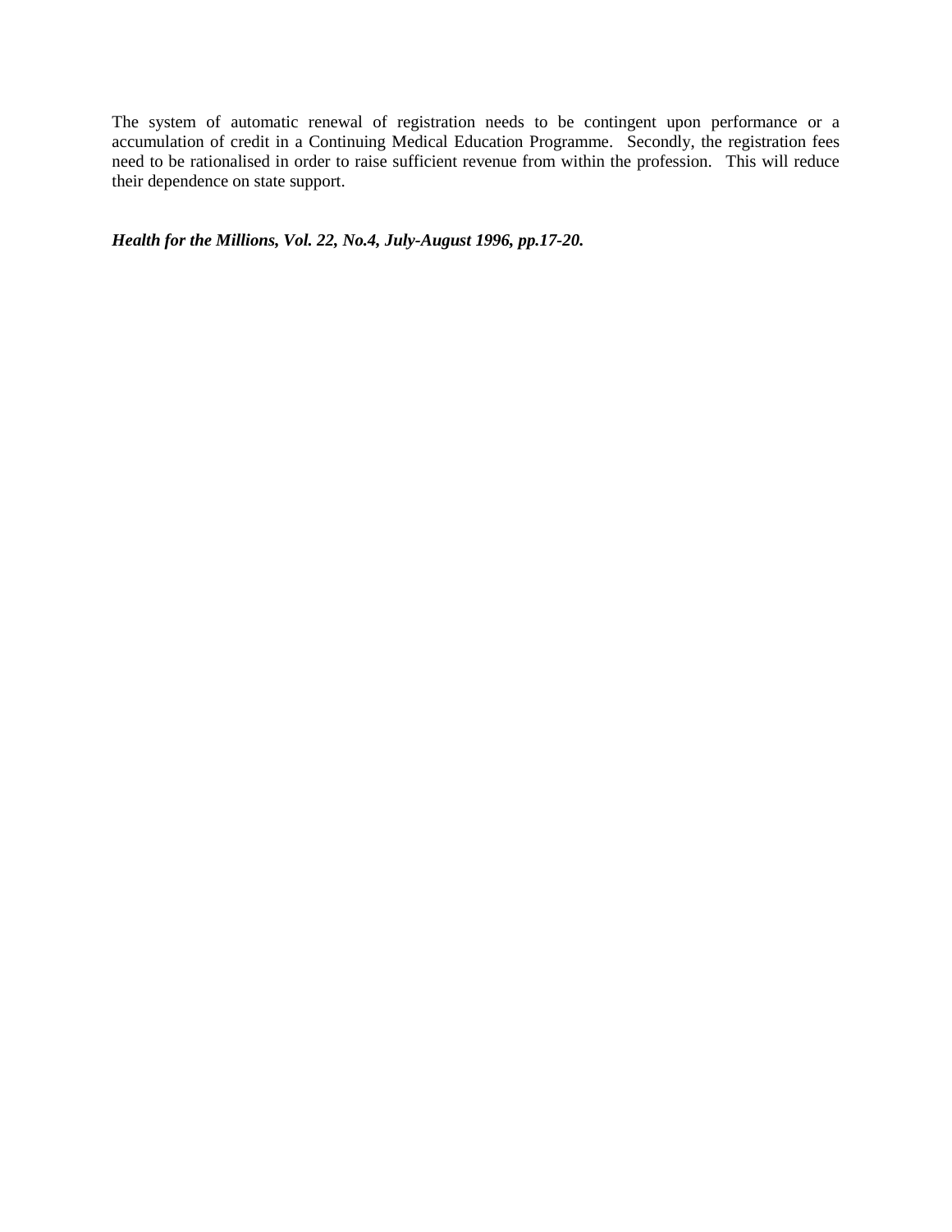The system of automatic renewal of registration needs to be contingent upon performance or a accumulation of credit in a Continuing Medical Education Programme. Secondly, the registration fees need to be rationalised in order to raise sufficient revenue from within the profession. This will reduce their dependence on state support.

***Health for the Millions, Vol. 22, No.4, July-August 1996, pp.17-20.***